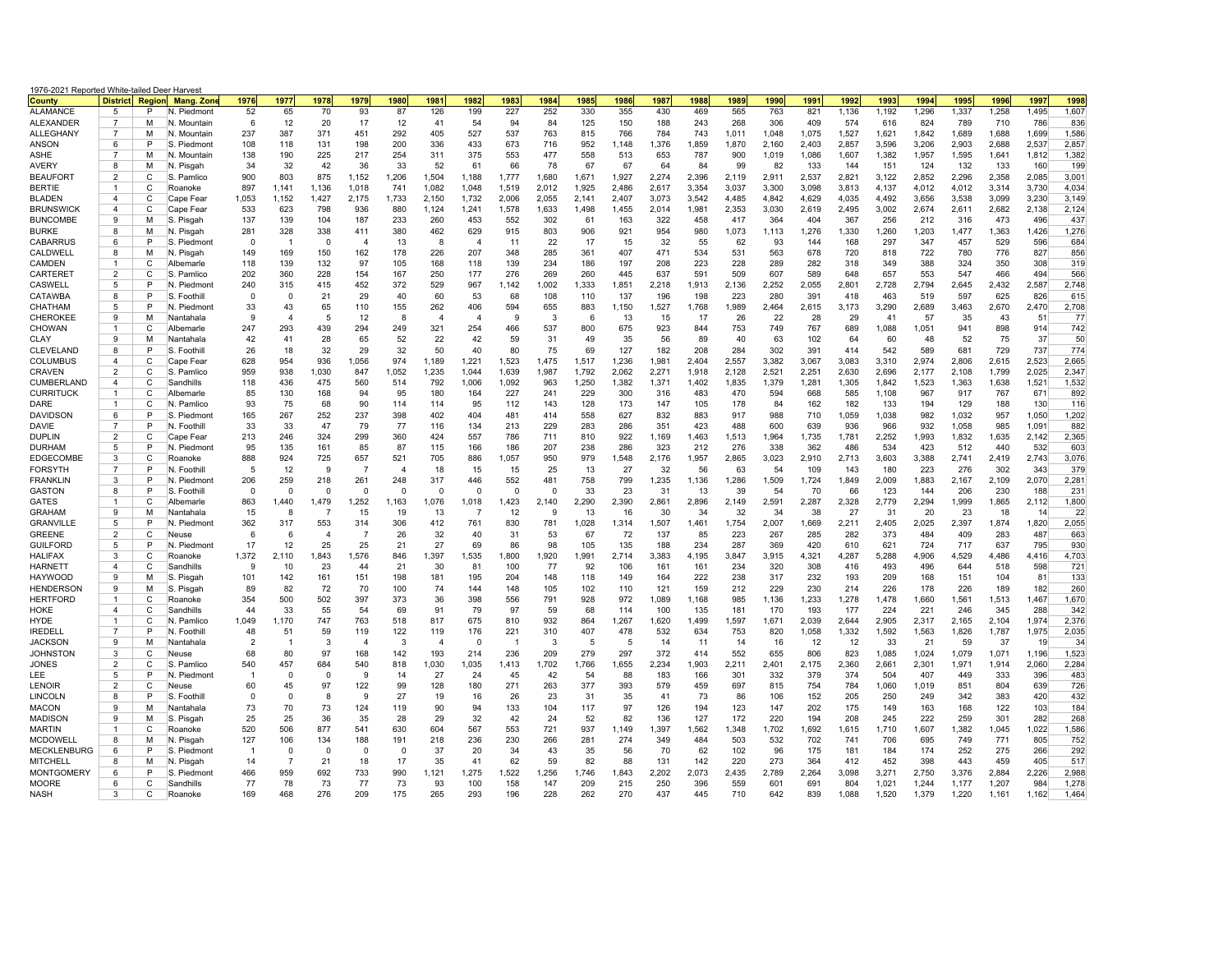1976-2021 Reported White-tailed Deer Harvest

| County | District | Region | Mang. Zone | 1976 | 1977 | 1978 | 1979 | 1980 | 1981 | 1982 | 1983 | 1984 | 1985 | 1986 | 1987 | 1988 | 1989 | 1990 | 1991 | 1992 | 1993 | 1994 | 1995 | 1996 | 1997 | 1998 |
|---|---|---|---|---|---|---|---|---|---|---|---|---|---|---|---|---|---|---|---|---|---|---|---|---|---|---|
| ALAMANCE | 5 | P | N. Piedmont | 52 | 65 | 70 | 93 | 87 | 126 | 199 | 227 | 252 | 330 | 355 | 430 | 469 | 565 | 763 | 821 | 1,136 | 1,192 | 1,296 | 1,337 | 1,258 | 1,495 | 1,607 |
| ALEXANDER | 7 | M | N. Mountain | 6 | 12 | 20 | 17 | 12 | 41 | 54 | 94 | 84 | 125 | 150 | 188 | 243 | 268 | 306 | 409 | 574 | 616 | 824 | 789 | 710 | 786 | 836 |
| ALLEGHANY | 7 | M | N. Mountain | 237 | 387 | 371 | 451 | 292 | 405 | 527 | 537 | 763 | 815 | 766 | 784 | 743 | 1,011 | 1,048 | 1,075 | 1,527 | 1,621 | 1,842 | 1,689 | 1,688 | 1,699 | 1,586 |
| ANSON | 6 | P | S. Piedmont | 108 | 118 | 131 | 198 | 200 | 336 | 433 | 673 | 716 | 952 | 1,148 | 1,376 | 1,859 | 1,870 | 2,160 | 2,403 | 2,857 | 3,596 | 3,206 | 2,903 | 2,688 | 2,537 | 2,857 |
| ASHE | 7 | M | N. Mountain | 138 | 190 | 225 | 217 | 254 | 311 | 375 | 553 | 477 | 558 | 513 | 653 | 787 | 900 | 1,019 | 1,086 | 1,607 | 1,382 | 1,957 | 1,595 | 1,641 | 1,812 | 1,382 |
| AVERY | 8 | M | N. Pisgah | 34 | 32 | 42 | 36 | 33 | 52 | 61 | 66 | 78 | 67 | 67 | 64 | 84 | 99 | 82 | 133 | 144 | 151 | 124 | 132 | 133 | 160 | 199 |
| BEAUFORT | 2 | C | S. Pamlico | 900 | 803 | 875 | 1,152 | 1,206 | 1,504 | 1,188 | 1,777 | 1,680 | 1,671 | 1,927 | 2,274 | 2,396 | 2,119 | 2,911 | 2,537 | 2,821 | 3,122 | 2,852 | 2,296 | 2,358 | 2,085 | 3,001 |
| BERTIE | 1 | C | Roanoke | 897 | 1,141 | 1,136 | 1,018 | 741 | 1,082 | 1,048 | 1,519 | 2,012 | 1,925 | 2,486 | 2,617 | 3,354 | 3,037 | 3,300 | 3,098 | 3,813 | 4,137 | 4,012 | 4,012 | 3,314 | 3,730 | 4,034 |
| BLADEN | 4 | C | Cape Fear | 1,053 | 1,152 | 1,427 | 2,175 | 1,733 | 2,150 | 1,732 | 2,006 | 2,055 | 2,141 | 2,407 | 3,073 | 3,542 | 4,485 | 4,842 | 4,629 | 4,035 | 4,492 | 3,656 | 3,538 | 3,099 | 3,230 | 3,149 |
| BRUNSWICK | 4 | C | Cape Fear | 533 | 623 | 798 | 936 | 880 | 1,124 | 1,241 | 1,578 | 1,633 | 1,498 | 1,455 | 2,014 | 1,981 | 2,353 | 3,030 | 2,619 | 2,495 | 3,002 | 2,674 | 2,611 | 2,682 | 2,138 | 2,124 |
| BUNCOMBE | 9 | M | S. Pisgah | 137 | 139 | 104 | 187 | 233 | 260 | 453 | 552 | 302 | 61 | 163 | 322 | 458 | 417 | 364 | 404 | 367 | 256 | 212 | 316 | 473 | 496 | 437 |
| BURKE | 8 | M | N. Pisgah | 281 | 328 | 338 | 411 | 380 | 462 | 629 | 915 | 803 | 906 | 921 | 954 | 980 | 1,073 | 1,113 | 1,276 | 1,330 | 1,260 | 1,203 | 1,477 | 1,363 | 1,426 | 1,276 |
| CABARRUS | 6 | P | S. Piedmont | 0 | 1 | 0 | 4 | 13 | 8 | 4 | 11 | 22 | 17 | 15 | 32 | 55 | 62 | 93 | 144 | 168 | 297 | 347 | 457 | 529 | 596 | 684 |
| CALDWELL | 8 | M | N. Pisgah | 149 | 169 | 150 | 162 | 178 | 226 | 207 | 348 | 285 | 361 | 407 | 471 | 534 | 531 | 563 | 678 | 720 | 818 | 722 | 780 | 776 | 827 | 856 |
| CAMDEN | 1 | C | Albemarle | 118 | 139 | 132 | 97 | 105 | 168 | 118 | 139 | 234 | 186 | 197 | 208 | 223 | 228 | 289 | 282 | 318 | 349 | 388 | 324 | 350 | 308 | 319 |
| CARTERET | 2 | C | S. Pamlico | 202 | 360 | 228 | 154 | 167 | 250 | 177 | 276 | 269 | 260 | 445 | 637 | 591 | 509 | 607 | 589 | 648 | 657 | 553 | 547 | 466 | 494 | 566 |
| CASWELL | 5 | P | N. Piedmont | 240 | 315 | 415 | 452 | 372 | 529 | 967 | 1,142 | 1,002 | 1,333 | 1,851 | 2,218 | 1,913 | 2,136 | 2,252 | 2,055 | 2,801 | 2,728 | 2,794 | 2,645 | 2,432 | 2,587 | 2,748 |
| CATAWBA | 8 | P | S. Foothill | 0 | 0 | 21 | 29 | 40 | 60 | 53 | 68 | 108 | 110 | 137 | 196 | 198 | 223 | 280 | 391 | 418 | 463 | 519 | 597 | 625 | 826 | 615 |
| CHATHAM | 5 | P | N. Piedmont | 33 | 43 | 65 | 110 | 155 | 262 | 406 | 594 | 655 | 883 | 1,150 | 1,527 | 1,768 | 1,989 | 2,464 | 2,615 | 3,173 | 3,290 | 2,689 | 3,463 | 2,670 | 2,470 | 2,708 |
| CHEROKEE | 9 | M | Nantahala | 9 | 4 | 5 | 12 | 8 | 4 | 4 | 9 | 3 | 6 | 13 | 15 | 17 | 26 | 22 | 28 | 29 | 41 | 57 | 35 | 43 | 51 | 77 |
| CHOWAN | 1 | C | Albemarle | 247 | 293 | 439 | 294 | 249 | 321 | 254 | 466 | 537 | 800 | 675 | 923 | 844 | 753 | 749 | 767 | 689 | 1,088 | 1,051 | 941 | 898 | 914 | 742 |
| CLAY | 9 | M | Nantahala | 42 | 41 | 28 | 65 | 52 | 22 | 42 | 59 | 31 | 49 | 35 | 56 | 89 | 40 | 63 | 102 | 64 | 60 | 48 | 52 | 75 | 37 | 50 |
| CLEVELAND | 8 | P | S. Foothill | 26 | 18 | 32 | 29 | 32 | 50 | 40 | 80 | 75 | 69 | 127 | 182 | 208 | 284 | 302 | 391 | 414 | 542 | 589 | 681 | 729 | 737 | 774 |
| COLUMBUS | 4 | C | Cape Fear | 628 | 954 | 936 | 1,056 | 974 | 1,189 | 1,221 | 1,523 | 1,475 | 1,517 | 1,236 | 1,981 | 2,404 | 2,557 | 3,382 | 3,067 | 3,083 | 3,310 | 2,974 | 2,806 | 2,615 | 2,523 | 2,665 |
| CRAVEN | 2 | C | S. Pamlico | 959 | 938 | 1,030 | 847 | 1,052 | 1,235 | 1,044 | 1,639 | 1,987 | 1,792 | 2,062 | 2,271 | 1,918 | 2,128 | 2,521 | 2,251 | 2,630 | 2,696 | 2,177 | 2,108 | 1,799 | 2,025 | 2,347 |
| CUMBERLAND | 4 | C | Sandhills | 118 | 436 | 475 | 560 | 514 | 792 | 1,006 | 1,092 | 963 | 1,250 | 1,382 | 1,371 | 1,402 | 1,835 | 1,379 | 1,281 | 1,305 | 1,842 | 1,523 | 1,363 | 1,638 | 1,521 | 1,532 |
| CURRITUCK | 1 | C | Albemarle | 85 | 130 | 168 | 94 | 95 | 180 | 164 | 227 | 241 | 229 | 300 | 316 | 483 | 470 | 594 | 668 | 585 | 1,108 | 967 | 917 | 767 | 671 | 892 |
| DARE | 1 | C | N. Pamlico | 93 | 75 | 68 | 90 | 114 | 114 | 95 | 112 | 143 | 128 | 173 | 147 | 105 | 178 | 84 | 162 | 182 | 133 | 194 | 129 | 188 | 130 | 116 |
| DAVIDSON | 6 | P | S. Piedmont | 165 | 267 | 252 | 237 | 398 | 402 | 404 | 481 | 414 | 558 | 627 | 832 | 883 | 917 | 988 | 710 | 1,059 | 1,038 | 982 | 1,032 | 957 | 1,050 | 1,202 |
| DAVIE | 7 | P | N. Foothill | 33 | 33 | 47 | 79 | 77 | 116 | 134 | 213 | 229 | 283 | 286 | 351 | 423 | 488 | 600 | 639 | 936 | 966 | 932 | 1,058 | 985 | 1,091 | 882 |
| DUPLIN | 2 | C | Cape Fear | 213 | 246 | 324 | 299 | 360 | 424 | 557 | 786 | 711 | 810 | 922 | 1,169 | 1,463 | 1,513 | 1,964 | 1,735 | 1,781 | 2,252 | 1,993 | 1,832 | 1,635 | 2,142 | 2,365 |
| DURHAM | 5 | P | N. Piedmont | 95 | 135 | 161 | 85 | 87 | 115 | 166 | 186 | 207 | 238 | 286 | 323 | 212 | 276 | 338 | 362 | 486 | 534 | 423 | 512 | 440 | 532 | 603 |
| EDGECOMBE | 3 | C | Roanoke | 888 | 924 | 725 | 657 | 521 | 705 | 886 | 1,057 | 950 | 979 | 1,548 | 2,176 | 1,957 | 2,865 | 3,023 | 2,910 | 2,713 | 3,603 | 3,388 | 2,741 | 2,419 | 2,743 | 3,076 |
| FORSYTH | 7 | P | N. Foothill | 5 | 12 | 9 | 7 | 4 | 18 | 15 | 15 | 25 | 13 | 27 | 32 | 56 | 63 | 54 | 109 | 143 | 180 | 223 | 276 | 302 | 343 | 379 |
| FRANKLIN | 3 | P | N. Piedmont | 206 | 259 | 218 | 261 | 248 | 317 | 446 | 552 | 481 | 758 | 799 | 1,235 | 1,136 | 1,286 | 1,509 | 1,724 | 1,849 | 2,009 | 1,883 | 2,167 | 2,109 | 2,070 | 2,281 |
| GASTON | 8 | P | S. Foothill | 0 | 0 | 0 | 0 | 0 | 0 | 0 | 0 | 0 | 33 | 23 | 31 | 13 | 39 | 54 | 70 | 66 | 123 | 144 | 206 | 230 | 188 | 231 |
| GATES | 1 | C | Albemarle | 863 | 1,440 | 1,479 | 1,252 | 1,163 | 1,076 | 1,018 | 1,423 | 2,140 | 2,290 | 2,390 | 2,861 | 2,896 | 2,149 | 2,591 | 2,287 | 2,328 | 2,779 | 2,294 | 1,999 | 1,865 | 2,112 | 1,800 |
| GRAHAM | 9 | M | Nantahala | 15 | 8 | 7 | 15 | 19 | 13 | 7 | 12 | 9 | 13 | 16 | 30 | 34 | 32 | 34 | 38 | 27 | 31 | 20 | 23 | 18 | 14 | 22 |
| GRANVILLE | 5 | P | N. Piedmont | 362 | 317 | 553 | 314 | 306 | 412 | 761 | 830 | 781 | 1,028 | 1,314 | 1,507 | 1,461 | 1,754 | 2,007 | 1,669 | 2,211 | 2,405 | 2,025 | 2,397 | 1,874 | 1,820 | 2,055 |
| GREENE | 2 | C | Neuse | 6 | 6 | 4 | 7 | 26 | 32 | 40 | 31 | 53 | 67 | 72 | 137 | 85 | 223 | 267 | 285 | 282 | 373 | 484 | 409 | 283 | 487 | 663 |
| GUILFORD | 5 | P | N. Piedmont | 17 | 12 | 25 | 25 | 21 | 27 | 69 | 86 | 98 | 105 | 135 | 188 | 234 | 287 | 369 | 420 | 610 | 621 | 724 | 717 | 637 | 795 | 930 |
| HALIFAX | 3 | C | Roanoke | 1,372 | 2,110 | 1,843 | 1,576 | 846 | 1,397 | 1,535 | 1,800 | 1,920 | 1,991 | 2,714 | 3,383 | 4,195 | 3,847 | 3,915 | 4,321 | 4,287 | 5,288 | 4,906 | 4,529 | 4,486 | 4,416 | 4,703 |
| HARNETT | 4 | C | Sandhills | 9 | 10 | 23 | 44 | 21 | 30 | 81 | 100 | 77 | 92 | 106 | 161 | 161 | 234 | 320 | 308 | 416 | 493 | 496 | 644 | 518 | 598 | 721 |
| HAYWOOD | 9 | M | S. Pisgah | 101 | 142 | 161 | 151 | 198 | 181 | 195 | 204 | 148 | 118 | 149 | 164 | 222 | 238 | 317 | 232 | 193 | 209 | 168 | 151 | 104 | 81 | 133 |
| HENDERSON | 9 | M | S. Pisgah | 89 | 82 | 72 | 70 | 100 | 74 | 144 | 148 | 105 | 102 | 110 | 121 | 159 | 212 | 229 | 230 | 214 | 226 | 178 | 226 | 189 | 182 | 260 |
| HERTFORD | 1 | C | Roanoke | 354 | 500 | 502 | 397 | 373 | 36 | 398 | 556 | 791 | 928 | 972 | 1,089 | 1,168 | 985 | 1,136 | 1,233 | 1,278 | 1,478 | 1,660 | 1,561 | 1,513 | 1,467 | 1,670 |
| HOKE | 4 | C | Sandhills | 44 | 33 | 55 | 54 | 69 | 91 | 79 | 97 | 59 | 68 | 114 | 100 | 135 | 181 | 170 | 193 | 177 | 224 | 221 | 246 | 345 | 288 | 342 |
| HYDE | 1 | C | N. Pamlico | 1,049 | 1,170 | 747 | 763 | 518 | 817 | 675 | 810 | 932 | 864 | 1,267 | 1,620 | 1,499 | 1,597 | 1,671 | 2,039 | 2,644 | 2,905 | 2,317 | 2,165 | 2,104 | 1,974 | 2,376 |
| IREDELL | 7 | P | N. Foothill | 48 | 51 | 59 | 119 | 122 | 119 | 176 | 221 | 310 | 407 | 478 | 532 | 634 | 753 | 820 | 1,058 | 1,332 | 1,592 | 1,563 | 1,826 | 1,787 | 1,975 | 2,035 |
| JACKSON | 9 | M | Nantahala | 2 | 1 | 3 | 4 | 3 | 4 | 0 | 1 | 3 | 5 | 5 | 14 | 11 | 14 | 16 | 12 | 12 | 33 | 21 | 59 | 37 | 19 | 34 |
| JOHNSTON | 3 | C | Neuse | 68 | 80 | 97 | 168 | 142 | 193 | 214 | 236 | 209 | 279 | 297 | 372 | 414 | 552 | 655 | 806 | 823 | 1,085 | 1,024 | 1,079 | 1,071 | 1,196 | 1,523 |
| JONES | 2 | C | S. Pamlico | 540 | 457 | 684 | 540 | 818 | 1,030 | 1,035 | 1,413 | 1,702 | 1,766 | 1,655 | 2,234 | 1,903 | 2,211 | 2,401 | 2,175 | 2,360 | 2,661 | 2,301 | 1,971 | 1,914 | 2,060 | 2,284 |
| LEE | 5 | P | N. Piedmont | 1 | 0 | 0 | 9 | 14 | 27 | 24 | 45 | 42 | 54 | 88 | 183 | 166 | 301 | 332 | 379 | 374 | 504 | 407 | 449 | 333 | 396 | 483 |
| LENOIR | 2 | C | Neuse | 60 | 45 | 97 | 122 | 99 | 128 | 180 | 271 | 263 | 377 | 393 | 579 | 459 | 697 | 815 | 754 | 784 | 1,060 | 1,019 | 851 | 804 | 639 | 726 |
| LINCOLN | 8 | P | S. Foothill | 0 | 0 | 8 | 9 | 27 | 19 | 16 | 26 | 23 | 31 | 35 | 41 | 73 | 86 | 106 | 152 | 205 | 250 | 249 | 342 | 383 | 420 | 432 |
| MACON | 9 | M | Nantahala | 73 | 70 | 73 | 124 | 119 | 90 | 94 | 133 | 104 | 117 | 97 | 126 | 194 | 123 | 147 | 202 | 175 | 149 | 163 | 168 | 122 | 103 | 184 |
| MADISON | 9 | M | S. Pisgah | 25 | 25 | 36 | 35 | 28 | 29 | 32 | 42 | 24 | 52 | 82 | 136 | 127 | 172 | 220 | 194 | 208 | 245 | 222 | 259 | 301 | 282 | 268 |
| MARTIN | 1 | C | Roanoke | 520 | 506 | 877 | 541 | 630 | 604 | 567 | 553 | 721 | 937 | 1,149 | 1,397 | 1,562 | 1,348 | 1,702 | 1,692 | 1,615 | 1,710 | 1,607 | 1,382 | 1,045 | 1,022 | 1,586 |
| MCDOWELL | 8 | M | N. Pisgah | 127 | 106 | 134 | 188 | 191 | 218 | 236 | 230 | 266 | 281 | 274 | 349 | 484 | 503 | 532 | 702 | 741 | 706 | 695 | 749 | 771 | 805 | 752 |
| MECKLENBURG | 6 | P | S. Piedmont | 1 | 0 | 0 | 0 | 0 | 37 | 20 | 34 | 43 | 35 | 56 | 70 | 62 | 102 | 96 | 175 | 181 | 184 | 174 | 252 | 275 | 266 | 292 |
| MITCHELL | 8 | M | N. Pisgah | 14 | 7 | 21 | 18 | 17 | 35 | 41 | 62 | 59 | 82 | 88 | 131 | 142 | 220 | 273 | 364 | 412 | 452 | 398 | 443 | 459 | 405 | 517 |
| MONTGOMERY | 6 | P | S. Piedmont | 466 | 959 | 692 | 733 | 990 | 1,121 | 1,275 | 1,522 | 1,256 | 1,746 | 1,843 | 2,202 | 2,073 | 2,435 | 2,789 | 2,264 | 3,098 | 3,271 | 2,750 | 3,376 | 2,884 | 2,226 | 2,988 |
| MOORE | 6 | C | Sandhills | 77 | 78 | 73 | 77 | 73 | 93 | 100 | 158 | 147 | 209 | 215 | 250 | 396 | 559 | 601 | 691 | 804 | 1,021 | 1,244 | 1,177 | 1,207 | 984 | 1,278 |
| NASH | 3 | C | Roanoke | 169 | 468 | 276 | 209 | 175 | 265 | 293 | 196 | 228 | 262 | 270 | 437 | 445 | 710 | 642 | 839 | 1,088 | 1,520 | 1,379 | 1,220 | 1,161 | 1,162 | 1,464 |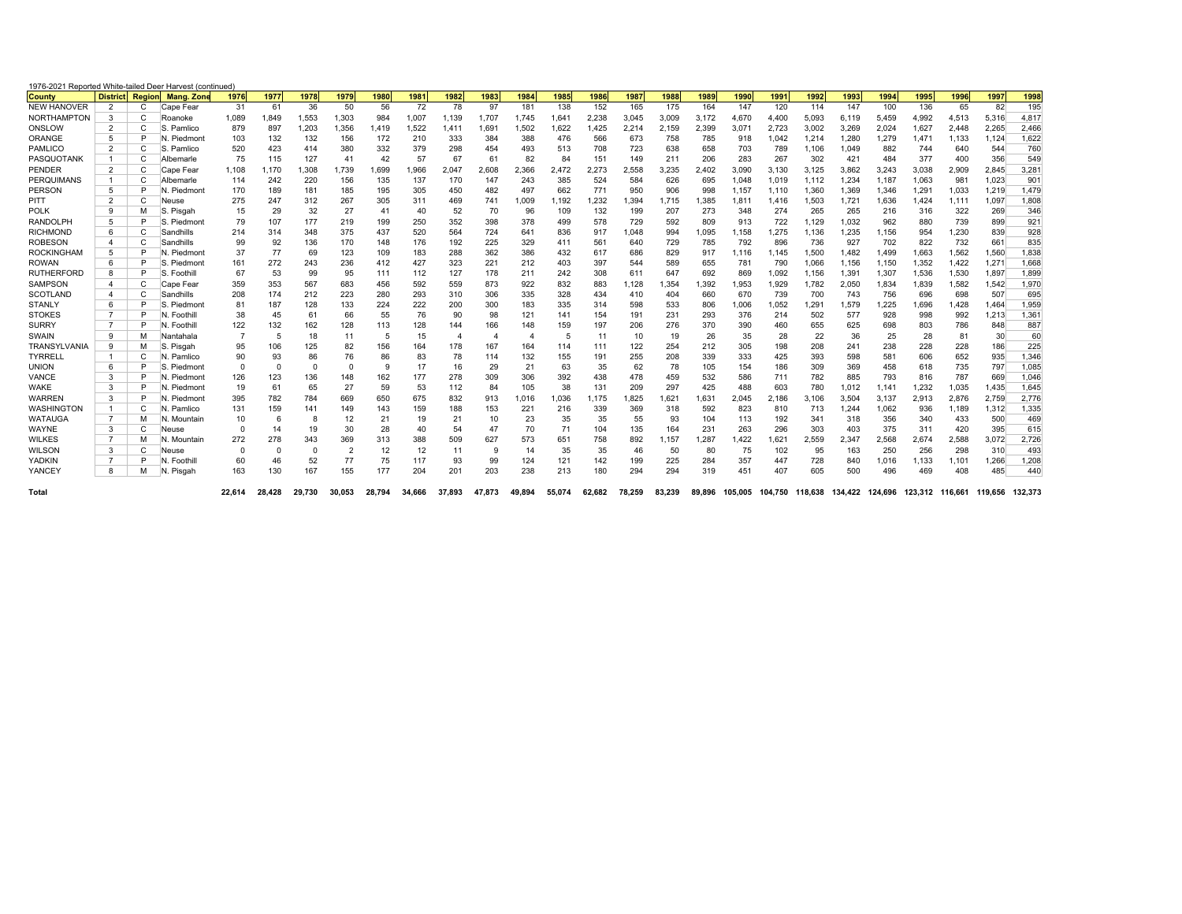1976-2021 Reported White-tailed Deer Harvest (continued)

| County | District | Region | Mang. Zone | 1976 | 1977 | 1978 | 1979 | 1980 | 1981 | 1982 | 1983 | 1984 | 1985 | 1986 | 1987 | 1988 | 1989 | 1990 | 1991 | 1992 | 1993 | 1994 | 1995 | 1996 | 1997 | 1998 |
|---|---|---|---|---|---|---|---|---|---|---|---|---|---|---|---|---|---|---|---|---|---|---|---|---|---|---|
| NEW HANOVER | 2 | C | Cape Fear | 31 | 61 | 36 | 50 | 56 | 72 | 78 | 97 | 181 | 138 | 152 | 165 | 175 | 164 | 147 | 120 | 114 | 147 | 100 | 136 | 65 | 82 | 195 |
| NORTHAMPTON | 3 | C | Roanoke | 1,089 | 1,849 | 1,553 | 1,303 | 984 | 1,007 | 1,139 | 1,707 | 1,745 | 1,641 | 2,238 | 3,045 | 3,009 | 3,172 | 4,670 | 4,400 | 5,093 | 6,119 | 5,459 | 4,992 | 4,513 | 5,316 | 4,817 |
| ONSLOW | 2 | C | S. Pamlico | 879 | 897 | 1,203 | 1,356 | 1,419 | 1,522 | 1,411 | 1,691 | 1,502 | 1,622 | 1,425 | 2,214 | 2,159 | 2,399 | 3,071 | 2,723 | 3,002 | 3,269 | 2,024 | 1,627 | 2,448 | 2,265 | 2,466 |
| ORANGE | 5 | P | N. Piedmont | 103 | 132 | 132 | 156 | 172 | 210 | 333 | 384 | 388 | 476 | 566 | 673 | 758 | 785 | 918 | 1,042 | 1,214 | 1,280 | 1,279 | 1,471 | 1,133 | 1,124 | 1,622 |
| PAMLICO | 2 | C | S. Pamlico | 520 | 423 | 414 | 380 | 332 | 379 | 298 | 454 | 493 | 513 | 708 | 723 | 638 | 658 | 703 | 789 | 1,106 | 1,049 | 882 | 744 | 640 | 544 | 760 |
| PASQUOTANK | 1 | C | Albemarle | 75 | 115 | 127 | 41 | 42 | 57 | 67 | 61 | 82 | 84 | 151 | 149 | 211 | 206 | 283 | 267 | 302 | 421 | 484 | 377 | 400 | 356 | 549 |
| PENDER | 2 | C | Cape Fear | 1,108 | 1,170 | 1,308 | 1,739 | 1,699 | 1,966 | 2,047 | 2,608 | 2,366 | 2,472 | 2,273 | 2,558 | 3,235 | 2,402 | 3,090 | 3,130 | 3,125 | 3,862 | 3,243 | 3,038 | 2,909 | 2,845 | 3,281 |
| PERQUIMANS | 1 | C | Albemarle | 114 | 242 | 220 | 156 | 135 | 137 | 170 | 147 | 243 | 385 | 524 | 584 | 626 | 695 | 1,048 | 1,019 | 1,112 | 1,234 | 1,187 | 1,063 | 981 | 1,023 | 901 |
| PERSON | 5 | P | N. Piedmont | 170 | 189 | 181 | 185 | 195 | 305 | 450 | 482 | 497 | 662 | 771 | 950 | 906 | 998 | 1,157 | 1,110 | 1,360 | 1,369 | 1,346 | 1,291 | 1,033 | 1,219 | 1,479 |
| PITT | 2 | C | Neuse | 275 | 247 | 312 | 267 | 305 | 311 | 469 | 741 | 1,009 | 1,192 | 1,232 | 1,394 | 1,715 | 1,385 | 1,811 | 1,416 | 1,503 | 1,721 | 1,636 | 1,424 | 1,111 | 1,097 | 1,808 |
| POLK | 9 | M | S. Pisgah | 15 | 29 | 32 | 27 | 41 | 40 | 52 | 70 | 96 | 109 | 132 | 199 | 207 | 273 | 348 | 274 | 265 | 265 | 216 | 316 | 322 | 269 | 346 |
| RANDOLPH | 5 | P | S. Piedmont | 79 | 107 | 177 | 219 | 199 | 250 | 352 | 398 | 378 | 499 | 578 | 729 | 592 | 809 | 913 | 722 | 1,129 | 1,032 | 962 | 880 | 739 | 899 | 921 |
| RICHMOND | 6 | C | Sandhills | 214 | 314 | 348 | 375 | 437 | 520 | 564 | 724 | 641 | 836 | 917 | 1,048 | 994 | 1,095 | 1,158 | 1,275 | 1,136 | 1,235 | 1,156 | 954 | 1,230 | 839 | 928 |
| ROBESON | 4 | C | Sandhills | 99 | 92 | 136 | 170 | 148 | 176 | 192 | 225 | 329 | 411 | 561 | 640 | 729 | 785 | 792 | 896 | 736 | 927 | 702 | 822 | 732 | 661 | 835 |
| ROCKINGHAM | 5 | P | N. Piedmont | 37 | 77 | 69 | 123 | 109 | 183 | 288 | 362 | 386 | 432 | 617 | 686 | 829 | 917 | 1,116 | 1,145 | 1,500 | 1,482 | 1,499 | 1,663 | 1,562 | 1,560 | 1,838 |
| ROWAN | 6 | P | S. Piedmont | 161 | 272 | 243 | 236 | 412 | 427 | 323 | 221 | 212 | 403 | 397 | 544 | 589 | 655 | 781 | 790 | 1,066 | 1,156 | 1,150 | 1,352 | 1,422 | 1,271 | 1,668 |
| RUTHERFORD | 8 | P | S. Foothill | 67 | 53 | 99 | 95 | 111 | 112 | 127 | 178 | 211 | 242 | 308 | 611 | 647 | 692 | 869 | 1,092 | 1,156 | 1,391 | 1,307 | 1,536 | 1,530 | 1,897 | 1,899 |
| SAMPSON | 4 | C | Cape Fear | 359 | 353 | 567 | 683 | 456 | 592 | 559 | 873 | 922 | 832 | 883 | 1,128 | 1,354 | 1,392 | 1,953 | 1,929 | 1,782 | 2,050 | 1,834 | 1,839 | 1,582 | 1,542 | 1,970 |
| SCOTLAND | 4 | C | Sandhills | 208 | 174 | 212 | 223 | 280 | 293 | 310 | 306 | 335 | 328 | 434 | 410 | 404 | 660 | 670 | 739 | 700 | 743 | 756 | 696 | 698 | 507 | 695 |
| STANLY | 6 | P | S. Piedmont | 81 | 187 | 128 | 133 | 224 | 222 | 200 | 300 | 183 | 335 | 314 | 598 | 533 | 806 | 1,006 | 1,052 | 1,291 | 1,579 | 1,225 | 1,696 | 1,428 | 1,464 | 1,959 |
| STOKES | 7 | P | N. Foothill | 38 | 45 | 61 | 66 | 55 | 76 | 90 | 98 | 121 | 141 | 154 | 191 | 231 | 293 | 376 | 214 | 502 | 577 | 928 | 998 | 992 | 1,213 | 1,361 |
| SURRY | 7 | P | N. Foothill | 122 | 132 | 162 | 128 | 113 | 128 | 144 | 166 | 148 | 159 | 197 | 206 | 276 | 370 | 390 | 460 | 655 | 625 | 698 | 803 | 786 | 848 | 887 |
| SWAIN | 9 | M | Nantahala | 7 | 5 | 18 | 11 | 5 | 15 | 4 | 4 | 4 | 5 | 11 | 10 | 19 | 26 | 35 | 28 | 22 | 36 | 25 | 28 | 81 | 30 | 60 |
| TRANSYLVANIA | 9 | M | S. Pisgah | 95 | 106 | 125 | 82 | 156 | 164 | 178 | 167 | 164 | 114 | 111 | 122 | 254 | 212 | 305 | 198 | 208 | 241 | 238 | 228 | 228 | 186 | 225 |
| TYRRELL | 1 | C | N. Pamlico | 90 | 93 | 86 | 76 | 86 | 83 | 78 | 114 | 132 | 155 | 191 | 255 | 208 | 339 | 333 | 425 | 393 | 598 | 581 | 606 | 652 | 935 | 1,346 |
| UNION | 6 | P | S. Piedmont | 0 | 0 | 0 | 0 | 9 | 17 | 16 | 29 | 21 | 63 | 35 | 62 | 78 | 105 | 154 | 186 | 309 | 369 | 458 | 618 | 735 | 797 | 1,085 |
| VANCE | 3 | P | N. Piedmont | 126 | 123 | 136 | 148 | 162 | 177 | 278 | 309 | 306 | 392 | 438 | 478 | 459 | 532 | 586 | 711 | 782 | 885 | 793 | 816 | 787 | 669 | 1,046 |
| WAKE | 3 | P | N. Piedmont | 19 | 61 | 65 | 27 | 59 | 53 | 112 | 84 | 105 | 38 | 131 | 209 | 297 | 425 | 488 | 603 | 780 | 1,012 | 1,141 | 1,232 | 1,035 | 1,435 | 1,645 |
| WARREN | 3 | P | N. Piedmont | 395 | 782 | 784 | 669 | 650 | 675 | 832 | 913 | 1,016 | 1,036 | 1,175 | 1,825 | 1,621 | 1,631 | 2,045 | 2,186 | 3,106 | 3,504 | 3,137 | 2,913 | 2,876 | 2,759 | 2,776 |
| WASHINGTON | 1 | C | N. Pamlico | 131 | 159 | 141 | 149 | 143 | 159 | 188 | 153 | 221 | 216 | 339 | 369 | 318 | 592 | 823 | 810 | 713 | 1,244 | 1,062 | 936 | 1,189 | 1,312 | 1,335 |
| WATAUGA | 7 | M | N. Mountain | 10 | 6 | 8 | 12 | 21 | 19 | 21 | 10 | 23 | 35 | 35 | 55 | 93 | 104 | 113 | 192 | 341 | 318 | 356 | 340 | 433 | 500 | 469 |
| WAYNE | 3 | C | Neuse | 0 | 14 | 19 | 30 | 28 | 40 | 54 | 47 | 70 | 71 | 104 | 135 | 164 | 231 | 263 | 296 | 303 | 403 | 375 | 311 | 420 | 395 | 615 |
| WILKES | 7 | M | N. Mountain | 272 | 278 | 343 | 369 | 313 | 388 | 509 | 627 | 573 | 651 | 758 | 892 | 1,157 | 1,287 | 1,422 | 1,621 | 2,559 | 2,347 | 2,568 | 2,674 | 2,588 | 3,072 | 2,726 |
| WILSON | 3 | C | Neuse | 0 | 0 | 0 | 2 | 12 | 12 | 11 | 9 | 14 | 35 | 35 | 46 | 50 | 80 | 75 | 102 | 95 | 163 | 250 | 256 | 298 | 310 | 493 |
| YADKIN | 7 | P | N. Foothill | 60 | 46 | 52 | 77 | 75 | 117 | 93 | 99 | 124 | 121 | 142 | 199 | 225 | 284 | 357 | 447 | 728 | 840 | 1,016 | 1,133 | 1,101 | 1,266 | 1,208 |
| YANCEY | 8 | M | N. Pisgah | 163 | 130 | 167 | 155 | 177 | 204 | 201 | 203 | 238 | 213 | 180 | 294 | 294 | 319 | 451 | 407 | 605 | 500 | 496 | 469 | 408 | 485 | 440 |
| **Total** | | | | **22,614** | **28,428** | **29,730** | **30,053** | **28,794** | **34,666** | **37,893** | **47,873** | **49,894** | **55,074** | **62,682** | **78,259** | **83,239** | **89,896** | **105,005** | **104,750** | **118,638** | **134,422** | **124,696** | **123,312** | **116,661** | **119,656** | **132,373** |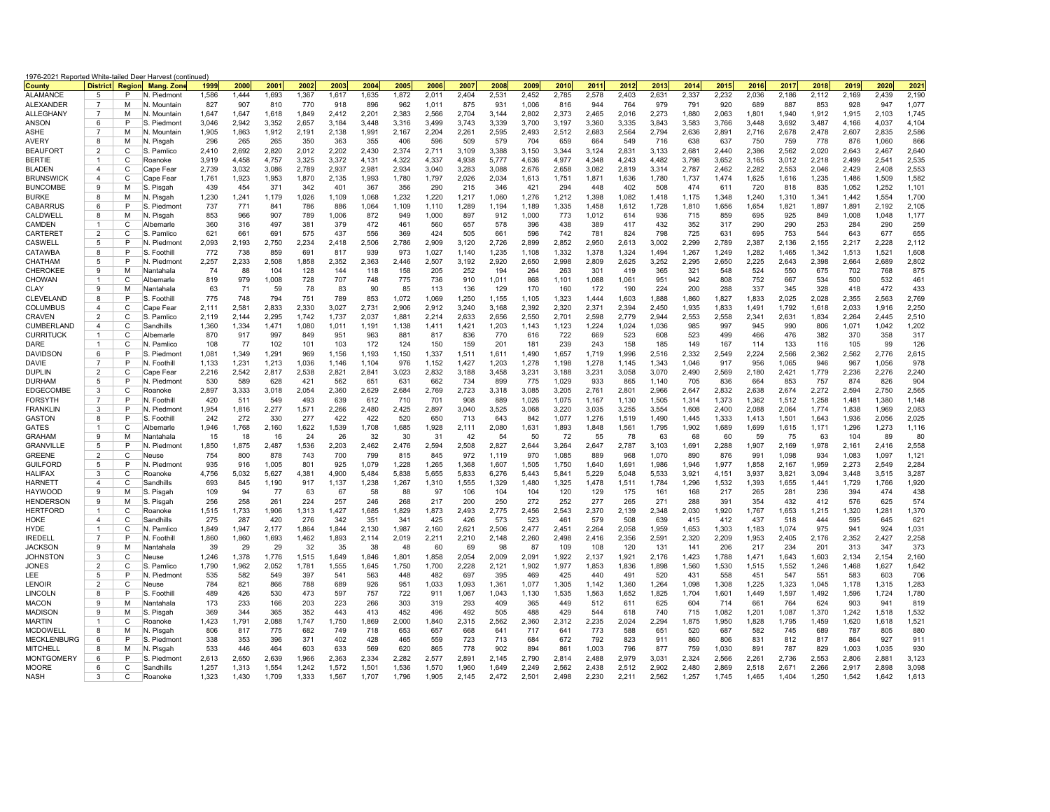1976-2021 Reported White-tailed Deer Harvest (continued)

| County | District | Region | Mang. Zone | 1999 | 2000 | 2001 | 2002 | 2003 | 2004 | 2005 | 2006 | 2007 | 2008 | 2009 | 2010 | 2011 | 2012 | 2013 | 2014 | 2015 | 2016 | 2017 | 2018 | 2019 | 2020 | 2021 |
|---|---|---|---|---|---|---|---|---|---|---|---|---|---|---|---|---|---|---|---|---|---|---|---|---|---|---|
| ALAMANCE | 5 | P | N. Piedmont | 1,586 | 1,444 | 1,693 | 1,367 | 1,617 | 1,635 | 1,872 | 2,011 | 2,404 | 2,531 | 2,452 | 2,785 | 2,578 | 2,403 | 2,631 | 2,337 | 2,232 | 2,036 | 2,186 | 2,112 | 2,169 | 2,439 | 2,190 |
| ALEXANDER | 7 | M | N. Mountain | 827 | 907 | 810 | 770 | 918 | 896 | 962 | 1,011 | 875 | 931 | 1,006 | 816 | 944 | 764 | 979 | 791 | 920 | 689 | 887 | 853 | 928 | 947 | 1,077 |
| ALLEGHANY | 7 | M | N. Mountain | 1,647 | 1,647 | 1,618 | 1,849 | 2,412 | 2,201 | 2,383 | 2,566 | 2,704 | 3,144 | 2,802 | 2,373 | 2,465 | 2,016 | 2,273 | 1,880 | 2,063 | 1,801 | 1,940 | 1,912 | 1,915 | 2,103 | 1,745 |
| ANSON | 6 | P | S. Piedmont | 3,046 | 2,942 | 3,352 | 2,657 | 3,184 | 3,448 | 3,316 | 3,499 | 3,743 | 3,339 | 3,700 | 3,197 | 3,360 | 3,335 | 3,843 | 3,583 | 3,766 | 3,448 | 3,692 | 3,487 | 4,166 | 4,037 | 4,104 |
| ASHE | 7 | M | N. Mountain | 1,905 | 1,863 | 1,912 | 2,191 | 2,138 | 1,991 | 2,167 | 2,204 | 2,261 | 2,595 | 2,493 | 2,512 | 2,683 | 2,564 | 2,794 | 2,636 | 2,891 | 2,716 | 2,678 | 2,478 | 2,607 | 2,835 | 2,586 |
| AVERY | 8 | M | N. Pisgah | 296 | 265 | 265 | 350 | 363 | 355 | 406 | 596 | 509 | 579 | 704 | 659 | 664 | 549 | 716 | 638 | 637 | 750 | 759 | 778 | 876 | 1,060 | 866 |
| BEAUFORT | 2 | C | S. Pamlico | 2,410 | 2,692 | 2,820 | 2,012 | 2,202 | 2,430 | 2,374 | 2,711 | 3,109 | 3,388 | 3,150 | 3,344 | 3,124 | 2,831 | 3,133 | 2,681 | 2,440 | 2,386 | 2,562 | 2,020 | 2,643 | 2,467 | 2,640 |
| BERTIE | 1 | C | Roanoke | 3,919 | 4,458 | 4,757 | 3,325 | 3,372 | 4,131 | 4,322 | 4,337 | 4,938 | 5,777 | 4,636 | 4,977 | 4,348 | 4,243 | 4,482 | 3,798 | 3,652 | 3,165 | 3,012 | 2,218 | 2,499 | 2,541 | 2,535 |
| BLADEN | 4 | C | Cape Fear | 2,739 | 3,032 | 3,086 | 2,789 | 2,937 | 2,981 | 2,934 | 3,040 | 3,283 | 3,088 | 2,676 | 2,658 | 3,082 | 2,819 | 3,314 | 2,787 | 2,462 | 2,282 | 2,553 | 2,046 | 2,429 | 2,408 | 2,553 |
| BRUNSWICK | 4 | C | Cape Fear | 1,761 | 1,923 | 1,953 | 1,870 | 2,135 | 1,993 | 1,780 | 1,797 | 2,026 | 2,034 | 1,613 | 1,751 | 1,871 | 1,636 | 1,780 | 1,737 | 1,474 | 1,625 | 1,616 | 1,235 | 1,486 | 1,509 | 1,582 |
| BUNCOMBE | 9 | M | S. Pisgah | 439 | 454 | 371 | 342 | 401 | 367 | 356 | 290 | 215 | 346 | 421 | 294 | 448 | 402 | 508 | 474 | 611 | 720 | 818 | 835 | 1,052 | 1,252 | 1,101 |
| BURKE | 8 | M | N. Pisgah | 1,230 | 1,241 | 1,179 | 1,026 | 1,109 | 1,068 | 1,232 | 1,220 | 1,217 | 1,060 | 1,276 | 1,212 | 1,398 | 1,082 | 1,418 | 1,175 | 1,348 | 1,240 | 1,310 | 1,341 | 1,442 | 1,554 | 1,700 |
| CABARRUS | 6 | P | S. Piedmont | 737 | 771 | 841 | 786 | 886 | 1,064 | 1,109 | 1,110 | 1,289 | 1,194 | 1,189 | 1,335 | 1,458 | 1,612 | 1,728 | 1,810 | 1,656 | 1,654 | 1,821 | 1,897 | 1,891 | 2,192 | 2,105 |
| CALDWELL | 8 | M | N. Pisgah | 853 | 966 | 907 | 789 | 1,006 | 872 | 949 | 1,000 | 897 | 912 | 1,000 | 773 | 1,012 | 614 | 936 | 715 | 859 | 695 | 925 | 849 | 1,008 | 1,048 | 1,177 |
| CAMDEN | 1 | C | Albemarle | 360 | 316 | 497 | 381 | 379 | 472 | 461 | 560 | 657 | 578 | 396 | 438 | 389 | 417 | 432 | 352 | 317 | 290 | 290 | 253 | 284 | 290 | 259 |
| CARTERET | 2 | C | S. Pamlico | 621 | 661 | 691 | 575 | 437 | 556 | 369 | 424 | 505 | 661 | 596 | 742 | 781 | 824 | 798 | 725 | 631 | 695 | 753 | 544 | 643 | 677 | 655 |
| CASWELL | 5 | P | N. Piedmont | 2,093 | 2,193 | 2,750 | 2,234 | 2,418 | 2,506 | 2,786 | 2,909 | 3,120 | 2,726 | 2,899 | 2,852 | 2,950 | 2,613 | 3,002 | 2,299 | 2,789 | 2,387 | 2,136 | 2,155 | 2,217 | 2,228 | 2,112 |
| CATAWBA | 8 | P | S. Foothill | 772 | 738 | 859 | 691 | 817 | 939 | 973 | 1,027 | 1,140 | 1,235 | 1,108 | 1,332 | 1,378 | 1,324 | 1,494 | 1,267 | 1,249 | 1,282 | 1,465 | 1,342 | 1,513 | 1,521 | 1,608 |
| CHATHAM | 5 | P | N. Piedmont | 2,257 | 2,233 | 2,508 | 1,858 | 2,352 | 2,363 | 2,446 | 2,507 | 3,192 | 2,920 | 2,650 | 2,998 | 2,809 | 2,625 | 3,252 | 2,295 | 2,650 | 2,225 | 2,643 | 2,398 | 2,664 | 2,689 | 2,802 |
| CHEROKEE | 9 | M | Nantahala | 74 | 88 | 104 | 128 | 144 | 118 | 158 | 205 | 252 | 194 | 264 | 263 | 301 | 419 | 365 | 321 | 548 | 524 | 550 | 675 | 702 | 768 | 875 |
| CHOWAN | 1 | C | Albemarle | 819 | 979 | 1,008 | 728 | 707 | 748 | 775 | 736 | 910 | 1,011 | 868 | 1,101 | 1,088 | 1,061 | 951 | 942 | 808 | 752 | 667 | 534 | 500 | 532 | 461 |
| CLAY | 9 | M | Nantahala | 63 | 71 | 59 | 78 | 83 | 90 | 85 | 113 | 136 | 129 | 170 | 160 | 172 | 190 | 224 | 200 | 288 | 337 | 345 | 328 | 418 | 472 | 433 |
| CLEVELAND | 8 | P | S. Foothill | 775 | 748 | 794 | 751 | 789 | 853 | 1,072 | 1,069 | 1,250 | 1,155 | 1,105 | 1,323 | 1,444 | 1,603 | 1,888 | 1,860 | 1,827 | 1,833 | 2,025 | 2,028 | 2,355 | 2,563 | 2,769 |
| COLUMBUS | 4 | C | Cape Fear | 2,111 | 2,581 | 2,833 | 2,330 | 3,027 | 2,731 | 2,906 | 2,912 | 3,240 | 3,168 | 2,392 | 2,320 | 2,371 | 2,394 | 2,450 | 1,935 | 1,833 | 1,491 | 1,792 | 1,618 | 2,033 | 1,916 | 2,250 |
| CRAVEN | 2 | C | S. Pamlico | 2,119 | 2,144 | 2,295 | 1,742 | 1,737 | 2,037 | 1,881 | 2,214 | 2,633 | 2,656 | 2,550 | 2,701 | 2,598 | 2,779 | 2,944 | 2,553 | 2,558 | 2,341 | 2,631 | 1,834 | 2,264 | 2,445 | 2,510 |
| CUMBERLAND | 4 | C | Sandhills | 1,360 | 1,334 | 1,471 | 1,080 | 1,011 | 1,191 | 1,138 | 1,411 | 1,421 | 1,203 | 1,143 | 1,123 | 1,224 | 1,024 | 1,036 | 985 | 997 | 945 | 990 | 806 | 1,071 | 1,042 | 1,202 |
| CURRITUCK | 1 | C | Albemarle | 870 | 917 | 997 | 849 | 951 | 963 | 881 | 817 | 836 | 770 | 616 | 722 | 669 | 523 | 608 | 523 | 499 | 466 | 476 | 382 | 370 | 358 | 317 |
| DARE | 1 | C | N. Pamlico | 108 | 77 | 102 | 101 | 103 | 172 | 124 | 150 | 159 | 201 | 181 | 239 | 243 | 158 | 185 | 149 | 167 | 114 | 133 | 116 | 105 | 99 | 126 |
| DAVIDSON | 6 | P | S. Piedmont | 1,081 | 1,349 | 1,291 | 969 | 1,156 | 1,193 | 1,150 | 1,337 | 1,511 | 1,611 | 1,490 | 1,657 | 1,719 | 1,996 | 2,516 | 2,332 | 2,549 | 2,224 | 2,566 | 2,362 | 2,562 | 2,776 | 2,615 |
| DAVIE | 7 | P | N. Foothill | 1,133 | 1,231 | 1,213 | 1,036 | 1,146 | 1,104 | 976 | 1,152 | 1,427 | 1,203 | 1,278 | 1,198 | 1,278 | 1,145 | 1,343 | 1,046 | 917 | 956 | 1,065 | 946 | 967 | 1,056 | 978 |
| DUPLIN | 2 | C | Cape Fear | 2,216 | 2,542 | 2,817 | 2,538 | 2,821 | 2,841 | 3,023 | 2,832 | 3,188 | 3,458 | 3,231 | 3,188 | 3,231 | 3,058 | 3,070 | 2,490 | 2,569 | 2,180 | 2,421 | 1,779 | 2,236 | 2,276 | 2,240 |
| DURHAM | 5 | P | N. Piedmont | 530 | 589 | 628 | 421 | 562 | 651 | 631 | 662 | 734 | 899 | 775 | 1,029 | 933 | 865 | 1,140 | 705 | 836 | 664 | 853 | 757 | 874 | 826 | 904 |
| EDGECOMBE | 3 | C | Roanoke | 2,897 | 3,333 | 3,018 | 2,054 | 2,360 | 2,629 | 2,684 | 2,769 | 2,723 | 3,318 | 3,085 | 3,205 | 2,761 | 2,801 | 2,966 | 2,647 | 2,832 | 2,638 | 2,674 | 2,272 | 2,594 | 2,750 | 2,565 |
| FORSYTH | 7 | P | N. Foothill | 420 | 511 | 549 | 493 | 639 | 612 | 710 | 701 | 908 | 889 | 1,026 | 1,075 | 1,167 | 1,130 | 1,505 | 1,314 | 1,373 | 1,362 | 1,512 | 1,258 | 1,481 | 1,380 | 1,148 |
| FRANKLIN | 3 | P | N. Piedmont | 1,954 | 1,816 | 2,277 | 1,571 | 2,266 | 2,480 | 2,425 | 2,897 | 3,040 | 3,525 | 3,068 | 3,220 | 3,035 | 3,255 | 3,554 | 1,608 | 2,400 | 2,088 | 2,064 | 1,774 | 1,838 | 1,969 | 2,083 |
| GASTON | 8 | P | S. Foothill | 242 | 272 | 330 | 277 | 422 | 422 | 520 | 650 | 713 | 643 | 842 | 1,077 | 1,276 | 1,519 | 1,490 | 1,445 | 1,333 | 1,413 | 1,501 | 1,643 | 1,936 | 2,056 | 2,025 |
| GATES | 1 | C | Albemarle | 1,946 | 1,768 | 2,160 | 1,622 | 1,539 | 1,708 | 1,685 | 1,928 | 2,111 | 2,080 | 1,631 | 1,893 | 1,848 | 1,561 | 1,795 | 1,902 | 1,689 | 1,699 | 1,615 | 1,171 | 1,296 | 1,273 | 1,116 |
| GRAHAM | 9 | M | Nantahala | 15 | 18 | 16 | 24 | 26 | 32 | 30 | 31 | 42 | 54 | 50 | 72 | 55 | 78 | 63 | 68 | 60 | 59 | 75 | 63 | 104 | 89 | 80 |
| GRANVILLE | 5 | P | N. Piedmont | 1,850 | 1,875 | 2,487 | 1,536 | 2,203 | 2,462 | 2,476 | 2,594 | 2,508 | 2,827 | 2,644 | 3,264 | 2,647 | 2,787 | 3,103 | 1,691 | 2,288 | 1,907 | 2,169 | 1,978 | 2,161 | 2,416 | 2,558 |
| GREENE | 2 | C | Neuse | 754 | 800 | 878 | 743 | 700 | 799 | 815 | 845 | 972 | 1,119 | 970 | 1,085 | 889 | 968 | 1,070 | 890 | 876 | 991 | 1,098 | 934 | 1,083 | 1,097 | 1,121 |
| GUILFORD | 5 | P | N. Piedmont | 935 | 916 | 1,005 | 801 | 925 | 1,079 | 1,228 | 1,265 | 1,368 | 1,607 | 1,505 | 1,750 | 1,640 | 1,691 | 1,986 | 1,946 | 1,977 | 1,858 | 2,167 | 1,959 | 2,273 | 2,549 | 2,284 |
| HALIFAX | 3 | C | Roanoke | 4,756 | 5,032 | 5,627 | 4,381 | 4,900 | 5,484 | 5,838 | 5,655 | 5,833 | 6,276 | 5,443 | 5,841 | 5,229 | 5,048 | 5,533 | 3,921 | 4,151 | 3,937 | 3,821 | 3,094 | 3,448 | 3,515 | 3,287 |
| HARNETT | 4 | C | Sandhills | 693 | 845 | 1,190 | 917 | 1,137 | 1,238 | 1,267 | 1,310 | 1,555 | 1,329 | 1,480 | 1,325 | 1,478 | 1,511 | 1,784 | 1,296 | 1,532 | 1,393 | 1,655 | 1,441 | 1,729 | 1,766 | 1,920 |
| HAYWOOD | 9 | M | S. Pisgah | 109 | 94 | 77 | 63 | 67 | 58 | 88 | 97 | 106 | 104 | 104 | 120 | 129 | 175 | 161 | 168 | 217 | 265 | 281 | 236 | 394 | 474 | 438 |
| HENDERSON | 9 | M | S. Pisgah | 256 | 258 | 261 | 224 | 257 | 246 | 268 | 217 | 200 | 250 | 272 | 252 | 277 | 265 | 271 | 288 | 391 | 354 | 432 | 412 | 576 | 625 | 574 |
| HERTFORD | 1 | C | Roanoke | 1,515 | 1,733 | 1,906 | 1,313 | 1,427 | 1,685 | 1,829 | 1,873 | 2,493 | 2,775 | 2,456 | 2,543 | 2,370 | 2,139 | 2,348 | 2,030 | 1,920 | 1,767 | 1,653 | 1,215 | 1,320 | 1,281 | 1,370 |
| HOKE | 4 | C | Sandhills | 275 | 287 | 420 | 276 | 342 | 351 | 341 | 425 | 426 | 573 | 523 | 461 | 579 | 508 | 639 | 415 | 412 | 437 | 518 | 444 | 595 | 645 | 621 |
| HYDE | 1 | C | N. Pamlico | 1,849 | 1,947 | 2,177 | 1,864 | 1,844 | 2,130 | 1,987 | 2,160 | 2,621 | 2,506 | 2,477 | 2,451 | 2,264 | 2,058 | 1,959 | 1,653 | 1,303 | 1,183 | 1,074 | 975 | 941 | 924 | 1,031 |
| IREDELL | 7 | P | N. Foothill | 1,860 | 1,860 | 1,693 | 1,462 | 1,893 | 2,114 | 2,019 | 2,211 | 2,210 | 2,148 | 2,260 | 2,498 | 2,416 | 2,356 | 2,591 | 2,320 | 2,209 | 1,953 | 2,405 | 2,176 | 2,352 | 2,427 | 2,258 |
| JACKSON | 9 | M | Nantahala | 39 | 29 | 29 | 32 | 35 | 38 | 48 | 60 | 69 | 98 | 87 | 109 | 108 | 120 | 131 | 141 | 206 | 217 | 234 | 201 | 313 | 347 | 373 |
| JOHNSTON | 3 | C | Neuse | 1,246 | 1,378 | 1,776 | 1,515 | 1,649 | 1,846 | 1,801 | 1,858 | 2,054 | 2,009 | 2,091 | 1,922 | 2,137 | 1,921 | 2,176 | 1,423 | 1,788 | 1,471 | 1,643 | 1,603 | 2,134 | 2,154 | 2,160 |
| JONES | 2 | C | S. Pamlico | 1,790 | 1,962 | 2,052 | 1,781 | 1,555 | 1,645 | 1,750 | 1,700 | 2,228 | 2,121 | 1,902 | 1,977 | 1,853 | 1,836 | 1,898 | 1,560 | 1,530 | 1,515 | 1,552 | 1,246 | 1,468 | 1,627 | 1,642 |
| LEE | 5 | P | N. Piedmont | 535 | 582 | 549 | 397 | 541 | 563 | 448 | 482 | 697 | 395 | 469 | 425 | 440 | 491 | 520 | 431 | 558 | 451 | 547 | 551 | 583 | 603 | 706 |
| LENOIR | 2 | C | Neuse | 784 | 821 | 866 | 788 | 689 | 926 | 951 | 1,033 | 1,093 | 1,361 | 1,077 | 1,305 | 1,142 | 1,360 | 1,264 | 1,098 | 1,308 | 1,225 | 1,323 | 1,045 | 1,178 | 1,315 | 1,283 |
| LINCOLN | 8 | P | S. Foothill | 489 | 426 | 530 | 473 | 597 | 757 | 722 | 911 | 1,067 | 1,043 | 1,130 | 1,535 | 1,563 | 1,652 | 1,825 | 1,704 | 1,601 | 1,449 | 1,597 | 1,492 | 1,596 | 1,724 | 1,780 |
| MACON | 9 | M | Nantahala | 173 | 233 | 166 | 203 | 223 | 266 | 303 | 319 | 293 | 409 | 365 | 449 | 512 | 611 | 625 | 604 | 714 | 661 | 764 | 624 | 903 | 941 | 819 |
| MADISON | 9 | M | S. Pisgah | 369 | 344 | 365 | 352 | 443 | 413 | 452 | 496 | 492 | 505 | 488 | 429 | 544 | 618 | 740 | 715 | 1,082 | 1,201 | 1,087 | 1,370 | 1,242 | 1,518 | 1,532 |
| MARTIN | 1 | C | Roanoke | 1,423 | 1,791 | 2,088 | 1,747 | 1,750 | 1,869 | 2,000 | 1,840 | 2,315 | 2,562 | 2,360 | 2,312 | 2,235 | 2,024 | 2,294 | 1,875 | 1,950 | 1,828 | 1,795 | 1,459 | 1,620 | 1,618 | 1,521 |
| MCDOWELL | 8 | M | N. Pisgah | 806 | 817 | 775 | 682 | 749 | 718 | 653 | 657 | 668 | 641 | 717 | 641 | 773 | 588 | 651 | 520 | 687 | 582 | 745 | 689 | 787 | 805 | 880 |
| MECKLENBURG | 6 | P | S. Piedmont | 338 | 353 | 396 | 371 | 402 | 428 | 465 | 559 | 723 | 713 | 684 | 672 | 792 | 823 | 911 | 860 | 806 | 831 | 812 | 817 | 864 | 927 | 911 |
| MITCHELL | 8 | M | N. Pisgah | 533 | 446 | 464 | 603 | 633 | 569 | 620 | 865 | 778 | 902 | 894 | 861 | 1,003 | 796 | 877 | 759 | 1,030 | 891 | 787 | 829 | 1,003 | 1,035 | 930 |
| MONTGOMERY | 6 | P | S. Piedmont | 2,613 | 2,650 | 2,639 | 1,966 | 2,363 | 2,334 | 2,282 | 2,577 | 2,891 | 2,145 | 2,790 | 2,814 | 2,488 | 2,979 | 3,031 | 2,324 | 2,566 | 2,261 | 2,736 | 2,553 | 2,806 | 2,881 | 3,123 |
| MOORE | 6 | C | Sandhills | 1,257 | 1,313 | 1,554 | 1,242 | 1,572 | 1,501 | 1,536 | 1,570 | 1,960 | 1,649 | 2,249 | 2,562 | 2,438 | 2,512 | 2,902 | 2,480 | 2,869 | 2,518 | 2,671 | 2,266 | 2,917 | 2,898 | 3,098 |
| NASH | 3 | C | Roanoke | 1,323 | 1,430 | 1,709 | 1,333 | 1,567 | 1,707 | 1,796 | 1,905 | 2,145 | 2,472 | 2,501 | 2,498 | 2,230 | 2,211 | 2,562 | 1,257 | 1,745 | 1,465 | 1,404 | 1,250 | 1,542 | 1,642 | 1,613 |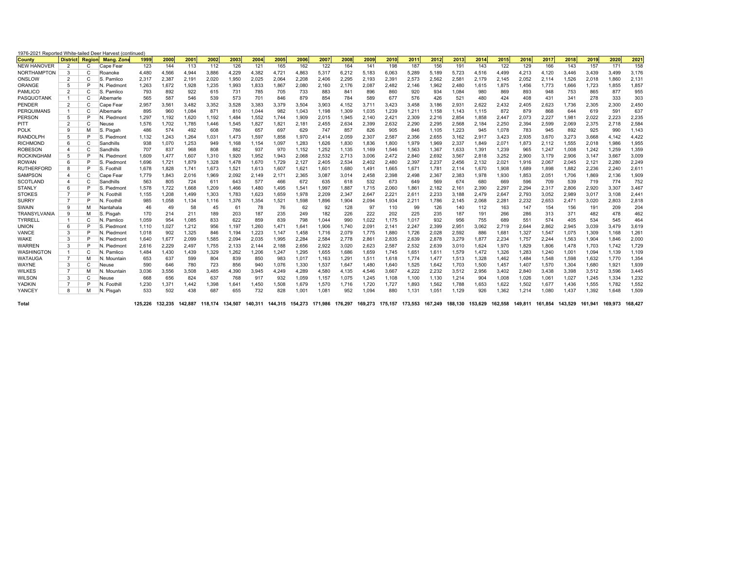1976-2021 Reported White-tailed Deer Harvest (continued)

| County | District | Region | Mang. Zone | 1999 | 2000 | 2001 | 2002 | 2003 | 2004 | 2005 | 2006 | 2007 | 2008 | 2009 | 2010 | 2011 | 2012 | 2013 | 2014 | 2015 | 2016 | 2017 | 2018 | 2019 | 2020 | 2021 |
|---|---|---|---|---|---|---|---|---|---|---|---|---|---|---|---|---|---|---|---|---|---|---|---|---|---|---|
| NEW HANOVER | 2 | C | Cape Fear | 123 | 144 | 113 | 112 | 126 | 121 | 165 | 162 | 122 | 164 | 141 | 198 | 187 | 156 | 191 | 143 | 122 | 129 | 166 | 143 | 157 | 171 | 158 |
| NORTHAMPTON | 3 | C | Roanoke | 4,480 | 4,566 | 4,944 | 3,886 | 4,229 | 4,382 | 4,721 | 4,863 | 5,317 | 6,212 | 5,183 | 6,063 | 5,289 | 5,189 | 5,723 | 4,516 | 4,499 | 4,213 | 4,120 | 3,446 | 3,439 | 3,499 | 3,176 |
| ONSLOW | 2 | C | S. Pamlico | 2,317 | 2,387 | 2,191 | 2,020 | 1,950 | 2,025 | 2,064 | 2,208 | 2,406 | 2,295 | 2,193 | 2,391 | 2,573 | 2,562 | 2,581 | 2,179 | 2,145 | 2,052 | 2,114 | 1,526 | 2,018 | 1,860 | 2,131 |
| ORANGE | 5 | P | N. Piedmont | 1,263 | 1,672 | 1,928 | 1,235 | 1,993 | 1,833 | 1,867 | 2,080 | 2,160 | 2,176 | 2,087 | 2,482 | 2,146 | 1,962 | 2,480 | 1,615 | 1,875 | 1,456 | 1,773 | 1,666 | 1,723 | 1,855 | 1,857 |
| PAMLICO | 2 | C | S. Pamlico | 793 | 892 | 922 | 615 | 731 | 785 | 705 | 733 | 883 | 841 | 896 | 860 | 920 | 934 | 1,084 | 980 | 869 | 893 | 948 | 753 | 865 | 877 | 955 |
| PASQUOTANK | 1 | C | Albemarle | 565 | 587 | 546 | 539 | 573 | 701 | 846 | 879 | 854 | 784 | 589 | 677 | 576 | 426 | 521 | 480 | 424 | 408 | 431 | 341 | 278 | 333 | 303 |
| PENDER | 2 | C | Cape Fear | 2,957 | 3,561 | 3,482 | 3,352 | 3,528 | 3,383 | 3,379 | 3,504 | 3,903 | 4,152 | 3,711 | 3,423 | 3,458 | 3,186 | 2,931 | 2,622 | 2,432 | 2,405 | 2,623 | 1,736 | 2,305 | 2,300 | 2,450 |
| PERQUIMANS | 1 | C | Albemarle | 895 | 960 | 1,084 | 871 | 810 | 1,044 | 982 | 1,043 | 1,198 | 1,309 | 1,035 | 1,239 | 1,211 | 1,158 | 1,143 | 1,115 | 872 | 879 | 868 | 644 | 619 | 591 | 637 |
| PERSON | 5 | P | N. Piedmont | 1,297 | 1,192 | 1,620 | 1,192 | 1,484 | 1,552 | 1,744 | 1,909 | 2,015 | 1,945 | 2,140 | 2,421 | 2,309 | 2,216 | 2,854 | 1,858 | 2,447 | 2,073 | 2,227 | 1,981 | 2,022 | 2,223 | 2,235 |
| PITT | 2 | C | Neuse | 1,576 | 1,702 | 1,785 | 1,446 | 1,545 | 1,827 | 1,821 | 2,181 | 2,455 | 2,634 | 2,399 | 2,632 | 2,290 | 2,295 | 2,568 | 2,184 | 2,250 | 2,394 | 2,599 | 2,069 | 2,375 | 2,718 | 2,584 |
| POLK | 9 | M | S. Pisgah | 486 | 574 | 492 | 608 | 786 | 657 | 697 | 629 | 747 | 857 | 826 | 905 | 846 | 1,105 | 1,223 | 945 | 1,078 | 783 | 945 | 892 | 925 | 990 | 1,143 |
| RANDOLPH | 5 | P | S. Piedmont | 1,132 | 1,243 | 1,264 | 1,031 | 1,473 | 1,597 | 1,858 | 1,970 | 2,414 | 2,059 | 2,307 | 2,587 | 2,356 | 2,655 | 3,162 | 2,917 | 3,423 | 2,935 | 3,670 | 3,273 | 3,668 | 4,142 | 4,422 |
| RICHMOND | 6 | C | Sandhills | 938 | 1,070 | 1,253 | 949 | 1,168 | 1,154 | 1,097 | 1,283 | 1,626 | 1,830 | 1,836 | 1,800 | 1,979 | 1,969 | 2,337 | 1,849 | 2,071 | 1,873 | 2,112 | 1,555 | 2,018 | 1,986 | 1,955 |
| ROBESON | 4 | C | Sandhills | 707 | 837 | 968 | 808 | 882 | 937 | 970 | 1,152 | 1,252 | 1,135 | 1,169 | 1,546 | 1,563 | 1,367 | 1,633 | 1,391 | 1,239 | 965 | 1,247 | 1,008 | 1,242 | 1,259 | 1,359 |
| ROCKINGHAM | 5 | P | N. Piedmont | 1,609 | 1,477 | 1,607 | 1,310 | 1,920 | 1,952 | 1,943 | 2,068 | 2,532 | 2,713 | 3,006 | 2,472 | 2,840 | 2,692 | 3,567 | 2,818 | 3,252 | 2,900 | 3,179 | 2,906 | 3,147 | 3,667 | 3,009 |
| ROWAN | 6 | P | S. Piedmont | 1,696 | 1,721 | 1,879 | 1,328 | 1,478 | 1,670 | 1,729 | 2,127 | 2,405 | 2,534 | 2,402 | 2,480 | 2,397 | 2,237 | 2,456 | 2,132 | 2,021 | 1,916 | 2,067 | 2,045 | 2,121 | 2,280 | 2,249 |
| RUTHERFORD | 8 | P | S. Foothill | 1,678 | 1,828 | 1,741 | 1,673 | 1,521 | 1,613 | 1,607 | 1,621 | 1,601 | 1,680 | 1,491 | 1,665 | 1,671 | 1,781 | 2,114 | 1,670 | 1,908 | 1,689 | 1,898 | 1,882 | 2,236 | 2,240 | 2,611 |
| SAMPSON | 4 | C | Cape Fear | 1,779 | 1,843 | 2,016 | 1,969 | 2,092 | 2,149 | 2,171 | 2,365 | 3,087 | 3,014 | 2,458 | 2,398 | 2,498 | 2,367 | 2,383 | 1,978 | 1,930 | 1,853 | 2,051 | 1,706 | 1,869 | 2,136 | 1,909 |
| SCOTLAND | 4 | C | Sandhills | 563 | 805 | 724 | 611 | 643 | 577 | 466 | 672 | 635 | 618 | 532 | 673 | 649 | 569 | 674 | 680 | 669 | 596 | 709 | 539 | 719 | 774 | 752 |
| STANLY | 6 | P | S. Piedmont | 1,578 | 1,722 | 1,668 | 1,209 | 1,466 | 1,480 | 1,495 | 1,541 | 1,997 | 1,887 | 1,715 | 2,060 | 1,861 | 2,182 | 2,161 | 2,390 | 2,297 | 2,294 | 2,317 | 2,806 | 2,920 | 3,307 | 3,467 |
| STOKES | 7 | P | N. Foothill | 1,155 | 1,208 | 1,499 | 1,303 | 1,783 | 1,623 | 1,659 | 1,978 | 2,209 | 2,347 | 2,647 | 2,221 | 2,611 | 2,233 | 3,188 | 2,479 | 2,647 | 2,793 | 3,052 | 2,989 | 3,017 | 3,108 | 2,441 |
| SURRY | 7 | P | N. Foothill | 985 | 1,058 | 1,134 | 1,116 | 1,376 | 1,354 | 1,521 | 1,598 | 1,896 | 1,904 | 2,094 | 1,934 | 2,211 | 1,786 | 2,145 | 2,068 | 2,281 | 2,232 | 2,653 | 2,471 | 3,020 | 2,803 | 2,818 |
| SWAIN | 9 | M | Nantahala | 46 | 49 | 58 | 45 | 61 | 78 | 76 | 62 | 92 | 128 | 97 | 110 | 99 | 126 | 140 | 112 | 163 | 147 | 154 | 156 | 191 | 209 | 204 |
| TRANSYLVANIA | 9 | M | S. Pisgah | 170 | 214 | 211 | 189 | 203 | 187 | 235 | 249 | 182 | 226 | 222 | 202 | 225 | 235 | 187 | 191 | 266 | 286 | 313 | 371 | 482 | 478 | 462 |
| TYRRELL | 1 | C | N. Pamlico | 1,059 | 954 | 1,085 | 833 | 622 | 859 | 839 | 798 | 1,044 | 990 | 1,022 | 1,175 | 1,017 | 932 | 956 | 755 | 689 | 551 | 574 | 405 | 534 | 545 | 464 |
| UNION | 6 | P | S. Piedmont | 1,110 | 1,027 | 1,212 | 956 | 1,197 | 1,260 | 1,471 | 1,641 | 1,906 | 1,740 | 2,091 | 2,141 | 2,247 | 2,399 | 2,951 | 3,062 | 2,719 | 2,644 | 2,862 | 2,945 | 3,039 | 3,479 | 3,619 |
| VANCE | 3 | P | N. Piedmont | 1,018 | 902 | 1,325 | 846 | 1,194 | 1,223 | 1,147 | 1,458 | 1,716 | 2,079 | 1,775 | 1,880 | 1,726 | 2,028 | 2,592 | 886 | 1,681 | 1,327 | 1,547 | 1,075 | 1,309 | 1,168 | 1,261 |
| WAKE | 3 | P | N. Piedmont | 1,640 | 1,677 | 2,099 | 1,585 | 2,094 | 2,035 | 1,995 | 2,284 | 2,584 | 2,778 | 2,861 | 2,835 | 2,639 | 2,878 | 3,279 | 1,877 | 2,234 | 1,757 | 2,244 | 1,563 | 1,904 | 1,846 | 2,000 |
| WARREN | 3 | P | N. Piedmont | 2,616 | 2,229 | 2,497 | 1,755 | 2,133 | 2,144 | 2,188 | 2,656 | 2,922 | 3,020 | 2,623 | 2,587 | 2,532 | 2,639 | 3,010 | 1,624 | 1,970 | 1,829 | 1,806 | 1,478 | 1,703 | 1,742 | 1,729 |
| WASHINGTON | 1 | C | N. Pamlico | 1,484 | 1,430 | 1,439 | 1,329 | 1,262 | 1,206 | 1,247 | 1,295 | 1,655 | 1,686 | 1,659 | 1,745 | 1,651 | 1,611 | 1,579 | 1,472 | 1,326 | 1,283 | 1,240 | 1,001 | 1,094 | 1,139 | 1,109 |
| WATAUGA | 7 | M | N. Mountain | 653 | 637 | 599 | 804 | 839 | 850 | 983 | 1,017 | 1,163 | 1,291 | 1,511 | 1,618 | 1,774 | 1,477 | 1,513 | 1,328 | 1,462 | 1,484 | 1,548 | 1,598 | 1,632 | 1,770 | 1,354 |
| WAYNE | 3 | C | Neuse | 590 | 646 | 780 | 723 | 856 | 940 | 1,076 | 1,330 | 1,537 | 1,647 | 1,480 | 1,640 | 1,525 | 1,642 | 1,703 | 1,500 | 1,457 | 1,407 | 1,570 | 1,304 | 1,680 | 1,921 | 1,939 |
| WILKES | 7 | M | N. Mountain | 3,036 | 3,556 | 3,508 | 3,485 | 4,390 | 3,945 | 4,249 | 4,289 | 4,580 | 4,135 | 4,546 | 3,667 | 4,222 | 2,232 | 3,512 | 2,956 | 3,402 | 2,840 | 3,438 | 3,398 | 3,512 | 3,596 | 3,445 |
| WILSON | 3 | C | Neuse | 668 | 656 | 824 | 637 | 768 | 917 | 932 | 1,059 | 1,157 | 1,075 | 1,245 | 1,108 | 1,100 | 1,130 | 1,214 | 904 | 1,008 | 1,026 | 1,061 | 1,027 | 1,245 | 1,334 | 1,232 |
| YADKIN | 7 | P | N. Foothill | 1,230 | 1,371 | 1,442 | 1,398 | 1,641 | 1,450 | 1,508 | 1,679 | 1,570 | 1,716 | 1,720 | 1,727 | 1,893 | 1,562 | 1,788 | 1,653 | 1,622 | 1,502 | 1,677 | 1,436 | 1,555 | 1,782 | 1,552 |
| YANCEY | 8 | M | N. Pisgah | 533 | 502 | 438 | 687 | 655 | 732 | 828 | 1,001 | 1,081 | 952 | 1,094 | 880 | 1,131 | 1,051 | 1,129 | 926 | 1,362 | 1,214 | 1,080 | 1,437 | 1,392 | 1,648 | 1,509 |
| **Total** | | | | **125,226** | **132,235** | **142,887** | **118,174** | **134,507** | **140,311** | **144,315** | **154,273** | **171,986** | **176,297** | **169,273** | **175,157** | **173,553** | **167,249** | **188,130** | **153,629** | **162,558** | **149,811** | **161,854** | **143,529** | **161,941** | **169,973** | **168,427** |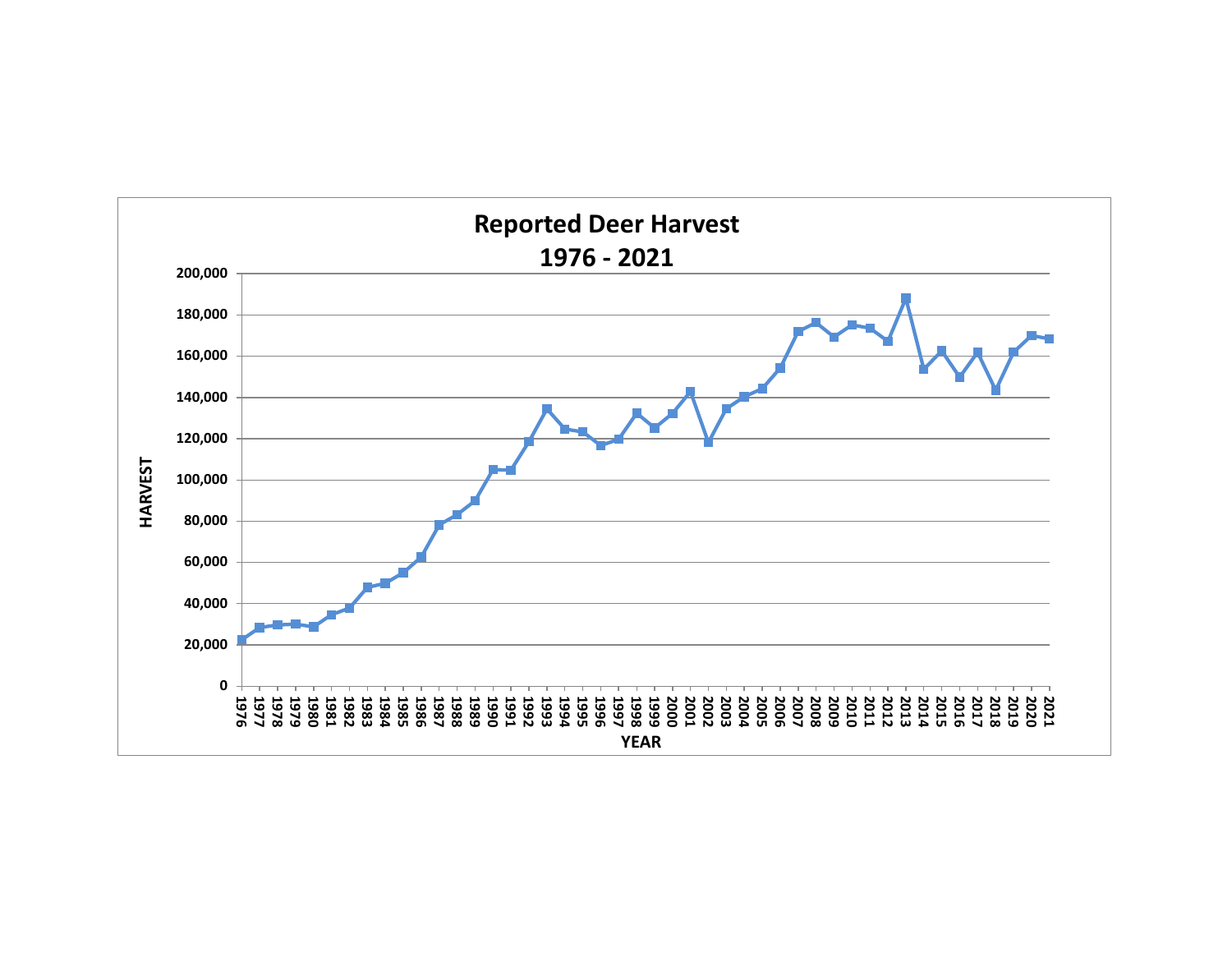Reported Deer Harvest
1976 - 2021

HARVEST

200,000
180,000
160,000
140,000
120,000
100,000
80,000
60,000
40,000
20,000
0

1976
1977
1978
1979
1980
1981
1982
1983
1984
1985
1986
1987
1988
1989
1990
1991
1992
1993
1994
1995
1996
1997
1998
1999
2000
2001
2002
2003
2004
2005
2006
2007
2008
2009
2010
2011
2012
2013
2014
2015
2016
2017
2018
2019
2020
2021

YEAR